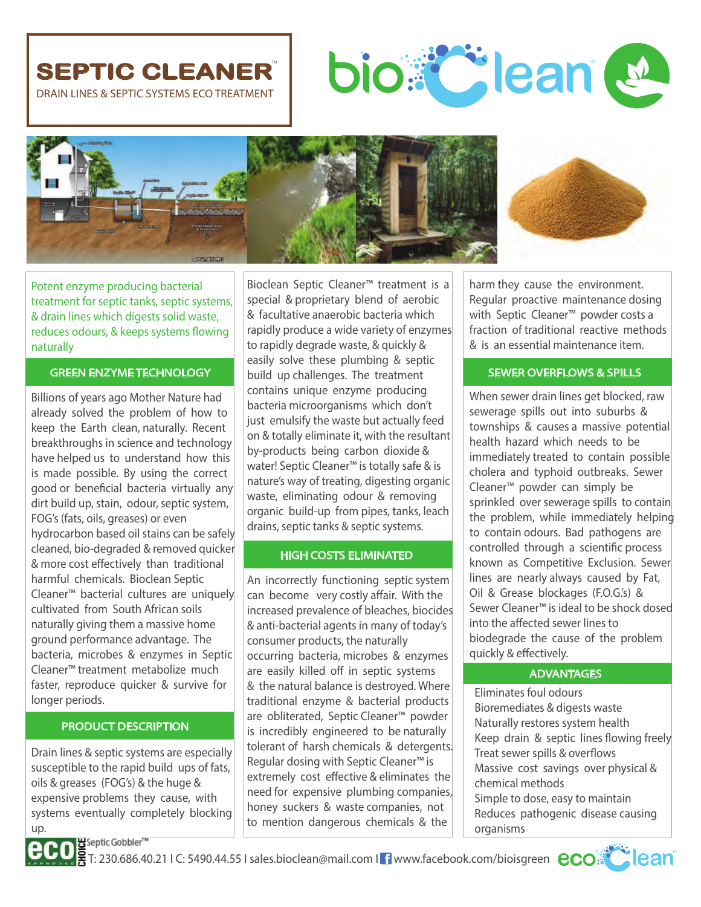# SEPTIC CLEANER™

DRAIN LINES & SEPTIC SYSTEMS ECO TREATMENT

bioClean™

Potent enzyme producing bacterial treatment for septic tanks, septic systems, & drain lines which digests solid waste, reduces odours, & keeps systems flowing naturally

## GREEN ENZYME TECHNOLOGY

Billions of years ago Mother Nature had already solved the problem of how to keep the Earth clean, naturally. Recent breakthroughs in science and technology have helped us to understand how this is made possible. By using the correct good or beneficial bacteria virtually any dirt build up, stain, odour, septic system, FOG's (fats, oils, greases) or even hydrocarbon based oil stains can be safely cleaned, bio-degraded & removed quicker & more cost effectively than traditional harmful chemicals. Bioclean Septic Cleaner™ bacterial cultures are uniquely cultivated from South African soils naturally giving them a massive home ground performance advantage. The bacteria, microbes & enzymes in Septic Cleaner™ treatment metabolize much faster, reproduce quicker & survive for longer periods.

## PRODUCT DESCRIPTION

Drain lines & septic systems are especially susceptible to the rapid build ups of fats, oils & greases (FOG's) & the huge & expensive problems they cause, with systems eventually completely blocking up.

Bioclean Septic Cleaner™ treatment is a special & proprietary blend of aerobic & facultative anaerobic bacteria which rapidly produce a wide variety of enzymes to rapidly degrade waste, & quickly & easily solve these plumbing & septic build up challenges. The treatment contains unique enzyme producing bacteria microorganisms which don't just emulsify the waste but actually feed on & totally eliminate it, with the resultant by-products being carbon dioxide & water! Septic Cleaner™ is totally safe & is nature's way of treating, digesting organic waste, eliminating odour & removing organic build-up from pipes, tanks, leach drains, septic tanks & septic systems.

## HIGH COSTS ELIMINATED

An incorrectly functioning septic system can become very costly affair. With the increased prevalence of bleaches, biocides & anti-bacterial agents in many of today's consumer products, the naturally occurring bacteria, microbes & enzymes are easily killed off in septic systems & the natural balance is destroyed. Where traditional enzyme & bacterial products are obliterated, Septic Cleaner™ powder is incredibly engineered to be naturally tolerant of harsh chemicals & detergents. Regular dosing with Septic Cleaner™ is extremely cost effective & eliminates the need for expensive plumbing companies, honey suckers & waste companies, not to mention dangerous chemicals & the harm they cause the environment. Regular proactive maintenance dosing with Septic Cleaner™ powder costs a fraction of traditional reactive methods & is an essential maintenance item.

## SEWER OVERFLOWS & SPILLS

When sewer drain lines get blocked, raw sewerage spills out into suburbs & townships & causes a massive potential health hazard which needs to be immediately treated to contain possible cholera and typhoid outbreaks. Sewer Cleaner™ powder can simply be sprinkled over sewerage spills to contain the problem, while immediately helping to contain odours. Bad pathogens are controlled through a scientific process known as Competitive Exclusion. Sewer lines are nearly always caused by Fat, Oil & Grease blockages (F.O.G.'s) & Sewer Cleaner™ is ideal to be shock dosed into the affected sewer lines to biodegrade the cause of the problem quickly & effectively.

## ADVANTAGES

- Eliminates foul odours
- Bioremediates & digests waste
- Naturally restores system health
- Keep drain & septic lines flowing freely
- Treat sewer spills & overflows
- Massive cost savings over physical & chemical methods
- Simple to dose, easy to maintain
- Reduces pathogenic disease causing organisms

eco CHOICE APPROVED Septic Gobbler™

T: 230.686.40.21 I C: 5490.44.55 I sales.bioclean@mail.com I www.facebook.com/bioisgreen ecoClean™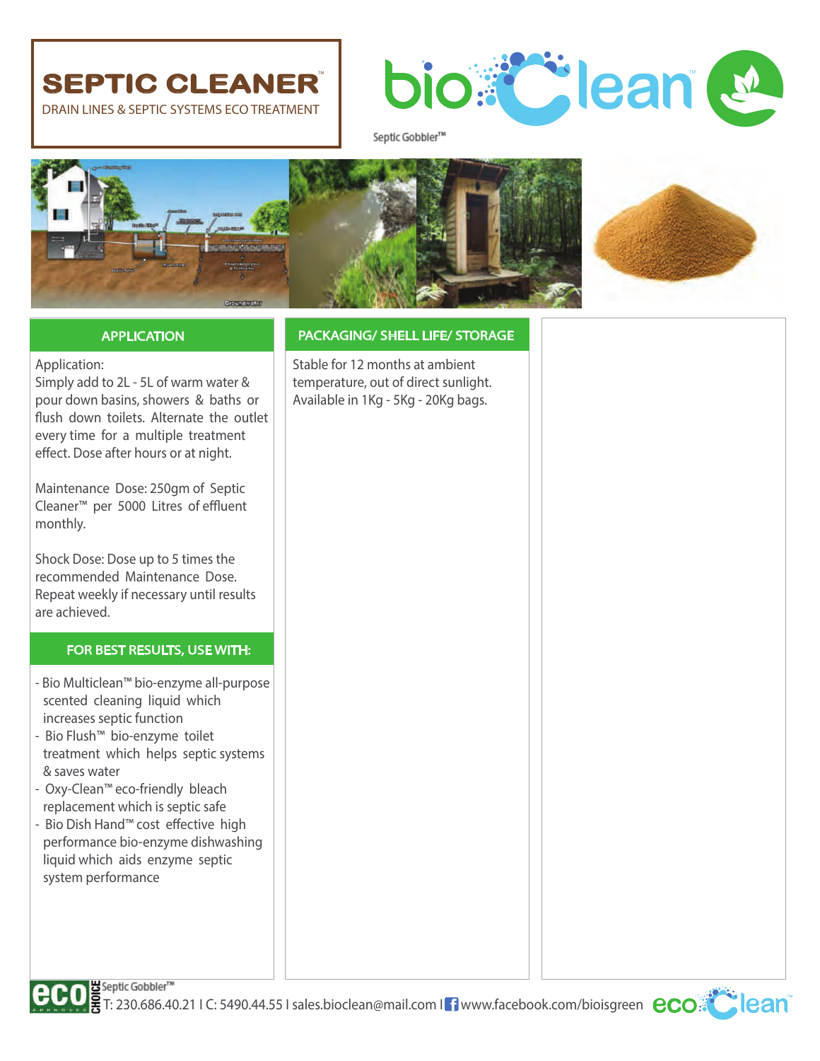# SEPTIC CLEANER™

DRAIN LINES & SEPTIC SYSTEMS ECO TREATMENT

bioClean™

Septic Gobbler™

## APPLICATION

Application:
Simply add to 2L - 5L of warm water & pour down basins, showers & baths or flush down toilets. Alternate the outlet every time for a multiple treatment effect. Dose after hours or at night.

Maintenance Dose: 250gm of Septic Cleaner™ per 5000 Litres of effluent monthly.

Shock Dose: Dose up to 5 times the recommended Maintenance Dose. Repeat weekly if necessary until results are achieved.

## FOR BEST RESULTS, USE WITH:

- Bio Multiclean™ bio-enzyme all-purpose scented cleaning liquid which increases septic function
- Bio Flush™ bio-enzyme toilet treatment which helps septic systems & saves water
- Oxy-Clean™ eco-friendly bleach replacement which is septic safe
- Bio Dish Hand™ cost effective high performance bio-enzyme dishwashing liquid which aids enzyme septic system performance

## PACKAGING/ SHELL LIFE/ STORAGE

Stable for 12 months at ambient temperature, out of direct sunlight.
Available in 1Kg - 5Kg - 20Kg bags.

Septic Gobbler™
T: 230.686.40.21 I C: 5490.44.55 I sales.bioclean@mail.com I www.facebook.com/bioisgreen ecoClean™